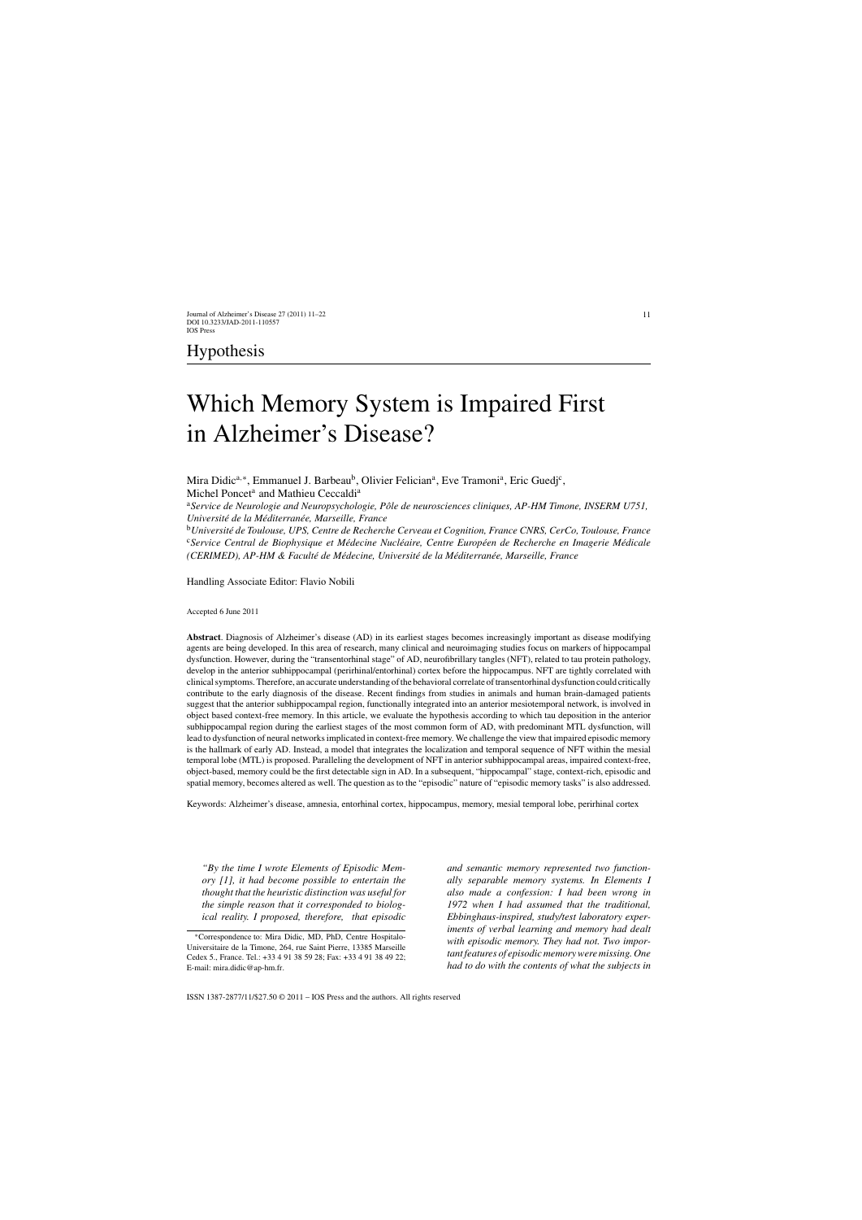Hypothesis

# Which Memory System is Impaired First in Alzheimer's Disease?

Mira Didic[a,*], Emmanuel J. Barbeau[b], Olivier Felician[a], Eve Tramoni[a], Eric Guedj[c], Michel Poncet[a] and Mathieu Ceccaldi[a]

[a] *Service de Neurologie and Neuropsychologie, Pôle de neurosciences cliniques, AP-HM Timone, INSERM U751, Université de la Méditerranée, Marseille, France*

[b] *Université de Toulouse, UPS, Centre de Recherche Cerveau et Cognition, France CNRS, CerCo, Toulouse, France*

[c] *Service Central de Biophysique et Médecine Nucléaire, Centre Européen de Recherche en Imagerie Médicale (CERIMED), AP-HM & Faculté de Médecine, Université de la Méditerranée, Marseille, France*

Handling Associate Editor: Flavio Nobili

Accepted 6 June 2011

**Abstract**. Diagnosis of Alzheimer's disease (AD) in its earliest stages becomes increasingly important as disease modifying agents are being developed. In this area of research, many clinical and neuroimaging studies focus on markers of hippocampal dysfunction. However, during the "transentorhinal stage" of AD, neurofibrillary tangles (NFT), related to tau protein pathology, develop in the anterior subhippocampal (perirhinal/entorhinal) cortex before the hippocampus. NFT are tightly correlated with clinical symptoms. Therefore, an accurate understanding of the behavioral correlate of transentorhinal dysfunction could critically contribute to the early diagnosis of the disease. Recent findings from studies in animals and human brain-damaged patients suggest that the anterior subhippocampal region, functionally integrated into an anterior mesiotemporal network, is involved in object based context-free memory. In this article, we evaluate the hypothesis according to which tau deposition in the anterior subhippocampal region during the earliest stages of the most common form of AD, with predominant MTL dysfunction, will lead to dysfunction of neural networks implicated in context-free memory. We challenge the view that impaired episodic memory is the hallmark of early AD. Instead, a model that integrates the localization and temporal sequence of NFT within the mesial temporal lobe (MTL) is proposed. Paralleling the development of NFT in anterior subhippocampal areas, impaired context-free, object-based, memory could be the first detectable sign in AD. In a subsequent, "hippocampal" stage, context-rich, episodic and spatial memory, becomes altered as well. The question as to the "episodic" nature of "episodic memory tasks" is also addressed.

Keywords: Alzheimer's disease, amnesia, entorhinal cortex, hippocampus, memory, mesial temporal lobe, perirhinal cortex

*"By the time I wrote Elements of Episodic Memory [1], it had become possible to entertain the thought that the heuristic distinction was useful for the simple reason that it corresponded to biological reality. I proposed, therefore, that episodic and semantic memory represented two functionally separable memory systems. In Elements I also made a confession: I had been wrong in 1972 when I had assumed that the traditional, Ebbinghaus-inspired, study/test laboratory experiments of verbal learning and memory had dealt with episodic memory. They had not. Two important features of episodic memory were missing. One had to do with the contents of what the subjects in*

*Correspondence to: Mira Didic, MD, PhD, Centre Hospitalo-Universitaire de la Timone, 264, rue Saint Pierre, 13385 Marseille Cedex 5., France. Tel.: +33 4 91 38 59 28; Fax: +33 4 91 38 49 22; E-mail: mira.didic@ap-hm.fr.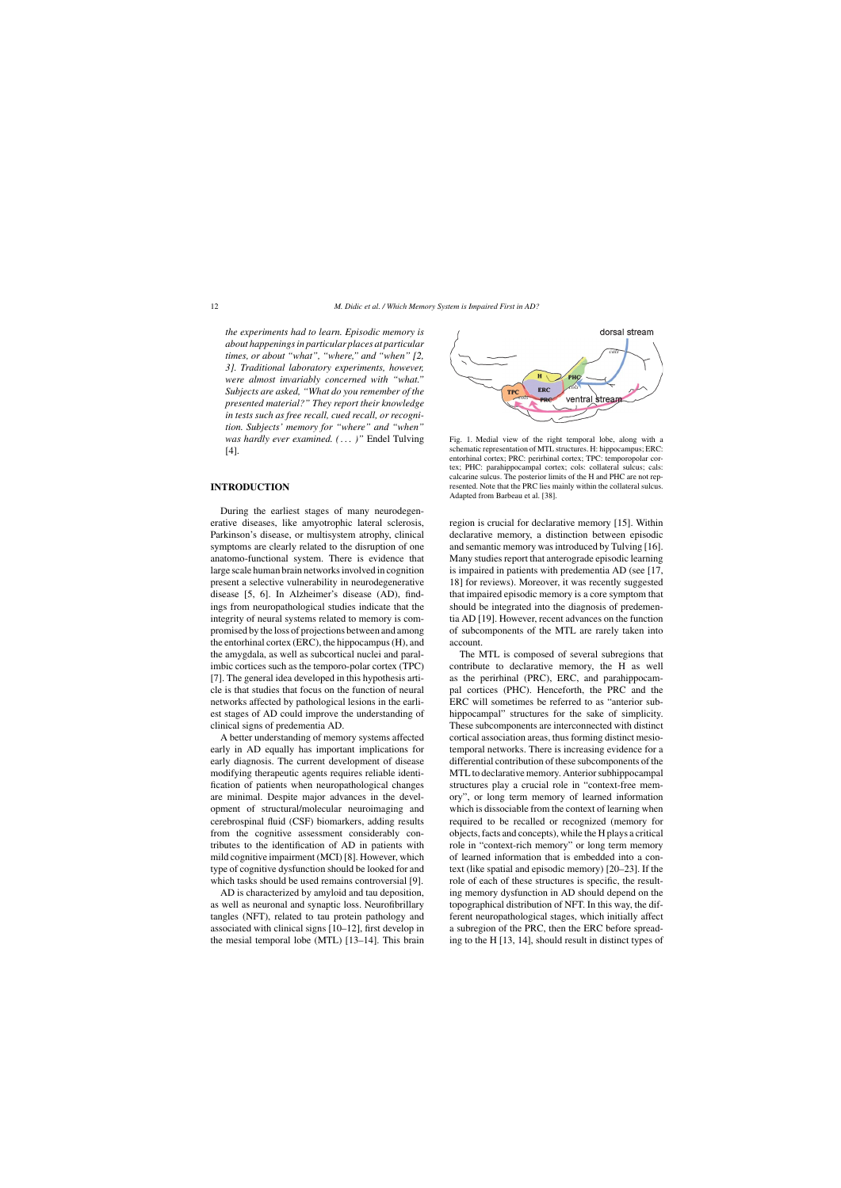*the experiments had to learn. Episodic memory is about happenings in particular places at particular times, or about "what", "where," and "when" [2, 3]. Traditional laboratory experiments, however, were almost invariably concerned with "what." Subjects are asked, "What do you remember of the presented material?" They report their knowledge in tests such as free recall, cued recall, or recognition. Subjects' memory for "where" and "when" was hardly ever examined. (...)"* Endel Tulving [4].

## INTRODUCTION

During the earliest stages of many neurodegenerative diseases, like amyotrophic lateral sclerosis, Parkinson's disease, or multisystem atrophy, clinical symptoms are clearly related to the disruption of one anatomo-functional system. There is evidence that large scale human brain networks involved in cognition present a selective vulnerability in neurodegenerative disease [5, 6]. In Alzheimer's disease (AD), findings from neuropathological studies indicate that the integrity of neural systems related to memory is compromised by the loss of projections between and among the entorhinal cortex (ERC), the hippocampus (H), and the amygdala, as well as subcortical nuclei and paralimbic cortices such as the temporo-polar cortex (TPC) [7]. The general idea developed in this hypothesis article is that studies that focus on the function of neural networks affected by pathological lesions in the earliest stages of AD could improve the understanding of clinical signs of predementia AD.

A better understanding of memory systems affected early in AD equally has important implications for early diagnosis. The current development of disease modifying therapeutic agents requires reliable identification of patients when neuropathological changes are minimal. Despite major advances in the development of structural/molecular neuroimaging and cerebrospinal fluid (CSF) biomarkers, adding results from the cognitive assessment considerably contributes to the identification of AD in patients with mild cognitive impairment (MCI) [8]. However, which type of cognitive dysfunction should be looked for and which tasks should be used remains controversial [9].

AD is characterized by amyloid and tau deposition, as well as neuronal and synaptic loss. Neurofibrillary tangles (NFT), related to tau protein pathology and associated with clinical signs [10–12], first develop in the mesial temporal lobe (MTL) [13–14]. This brain region is crucial for declarative memory [15]. Within declarative memory, a distinction between episodic and semantic memory was introduced by Tulving [16]. Many studies report that anterograde episodic learning is impaired in patients with predementia AD (see [17, 18] for reviews). Moreover, it was recently suggested that impaired episodic memory is a core symptom that should be integrated into the diagnosis of predementia AD [19]. However, recent advances on the function of subcomponents of the MTL are rarely taken into account.

Fig. 1. Medial view of the right temporal lobe, along with a schematic representation of MTL structures. H: hippocampus; ERC: entorhinal cortex; PRC: perirhinal cortex; TPC: temporopolar cortex; PHC: parahippocampal cortex; cols: collateral sulcus; cals: calcarine sulcus. The posterior limits of the H and PHC are not represented. Note that the PRC lies mainly within the collateral sulcus. Adapted from Barbeau et al. [38].

The MTL is composed of several subregions that contribute to declarative memory, the H as well as the perirhinal (PRC), ERC, and parahippocampal cortices (PHC). Henceforth, the PRC and the ERC will sometimes be referred to as "anterior subhippocampal" structures for the sake of simplicity. These subcomponents are interconnected with distinct cortical association areas, thus forming distinct mesiotemporal networks. There is increasing evidence for a differential contribution of these subcomponents of the MTL to declarative memory. Anterior subhippocampal structures play a crucial role in "context-free memory", or long term memory of learned information which is dissociable from the context of learning when required to be recalled or recognized (memory for objects, facts and concepts), while the H plays a critical role in "context-rich memory" or long term memory of learned information that is embedded into a context (like spatial and episodic memory) [20–23]. If the role of each of these structures is specific, the resulting memory dysfunction in AD should depend on the topographical distribution of NFT. In this way, the different neuropathological stages, which initially affect a subregion of the PRC, then the ERC before spreading to the H [13, 14], should result in distinct types of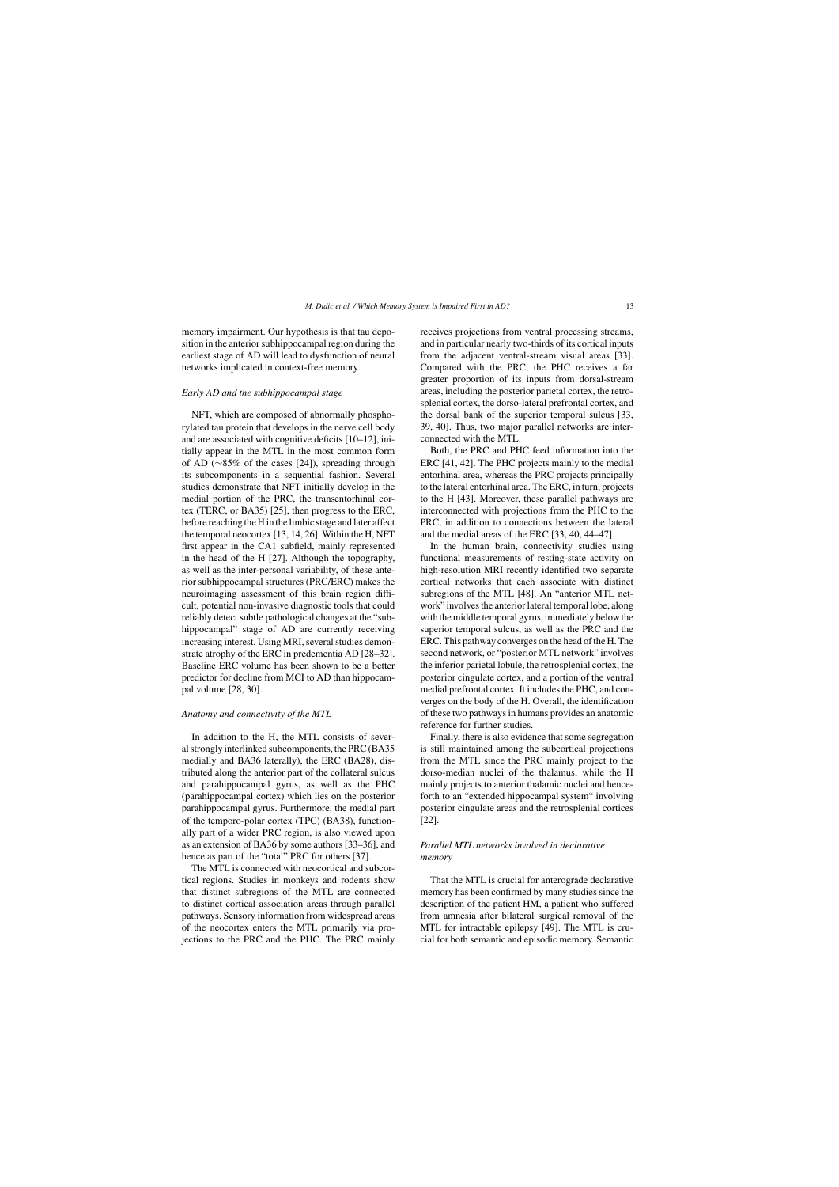memory impairment. Our hypothesis is that tau deposition in the anterior subhippocampal region during the earliest stage of AD will lead to dysfunction of neural networks implicated in context-free memory.

### *Early AD and the subhippocampal stage*

NFT, which are composed of abnormally phosphorylated tau protein that develops in the nerve cell body and are associated with cognitive deficits [10–12], initially appear in the MTL in the most common form of AD (∼85% of the cases [24]), spreading through its subcomponents in a sequential fashion. Several studies demonstrate that NFT initially develop in the medial portion of the PRC, the transentorhinal cortex (TERC, or BA35) [25], then progress to the ERC, before reaching the H in the limbic stage and later affect the temporal neocortex [13, 14, 26]. Within the H, NFT first appear in the CA1 subfield, mainly represented in the head of the H [27]. Although the topography, as well as the inter-personal variability, of these anterior subhippocampal structures (PRC/ERC) makes the neuroimaging assessment of this brain region difficult, potential non-invasive diagnostic tools that could reliably detect subtle pathological changes at the "subhippocampal" stage of AD are currently receiving increasing interest. Using MRI, several studies demonstrate atrophy of the ERC in predementia AD [28–32]. Baseline ERC volume has been shown to be a better predictor for decline from MCI to AD than hippocampal volume [28, 30].

### *Anatomy and connectivity of the MTL*

In addition to the H, the MTL consists of several strongly interlinked subcomponents, the PRC (BA35 medially and BA36 laterally), the ERC (BA28), distributed along the anterior part of the collateral sulcus and parahippocampal gyrus, as well as the PHC (parahippocampal cortex) which lies on the posterior parahippocampal gyrus. Furthermore, the medial part of the temporo-polar cortex (TPC) (BA38), functionally part of a wider PRC region, is also viewed upon as an extension of BA36 by some authors [33–36], and hence as part of the "total" PRC for others [37].

The MTL is connected with neocortical and subcortical regions. Studies in monkeys and rodents show that distinct subregions of the MTL are connected to distinct cortical association areas through parallel pathways. Sensory information from widespread areas of the neocortex enters the MTL primarily via projections to the PRC and the PHC. The PRC mainly receives projections from ventral processing streams, and in particular nearly two-thirds of its cortical inputs from the adjacent ventral-stream visual areas [33]. Compared with the PRC, the PHC receives a far greater proportion of its inputs from dorsal-stream areas, including the posterior parietal cortex, the retrosplenial cortex, the dorso-lateral prefrontal cortex, and the dorsal bank of the superior temporal sulcus [33, 39, 40]. Thus, two major parallel networks are interconnected with the MTL.

Both, the PRC and PHC feed information into the ERC [41, 42]. The PHC projects mainly to the medial entorhinal area, whereas the PRC projects principally to the lateral entorhinal area. The ERC, in turn, projects to the H [43]. Moreover, these parallel pathways are interconnected with projections from the PHC to the PRC, in addition to connections between the lateral and the medial areas of the ERC [33, 40, 44–47].

In the human brain, connectivity studies using functional measurements of resting-state activity on high-resolution MRI recently identified two separate cortical networks that each associate with distinct subregions of the MTL [48]. An "anterior MTL network" involves the anterior lateral temporal lobe, along with the middle temporal gyrus, immediately below the superior temporal sulcus, as well as the PRC and the ERC. This pathway converges on the head of the H. The second network, or "posterior MTL network" involves the inferior parietal lobule, the retrosplenial cortex, the posterior cingulate cortex, and a portion of the ventral medial prefrontal cortex. It includes the PHC, and converges on the body of the H. Overall, the identification of these two pathways in humans provides an anatomic reference for further studies.

Finally, there is also evidence that some segregation is still maintained among the subcortical projections from the MTL since the PRC mainly project to the dorso-median nuclei of the thalamus, while the H mainly projects to anterior thalamic nuclei and henceforth to an "extended hippocampal system" involving posterior cingulate areas and the retrosplenial cortices [22].

### *Parallel MTL networks involved in declarative memory*

That the MTL is crucial for anterograde declarative memory has been confirmed by many studies since the description of the patient HM, a patient who suffered from amnesia after bilateral surgical removal of the MTL for intractable epilepsy [49]. The MTL is crucial for both semantic and episodic memory. Semantic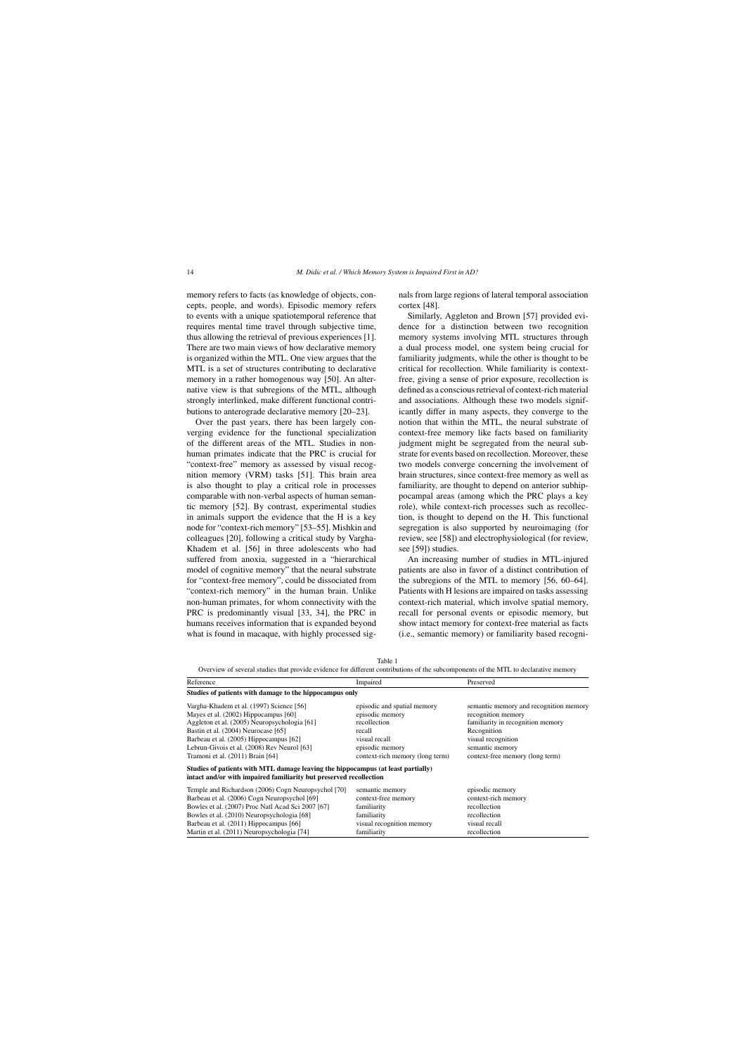memory refers to facts (as knowledge of objects, concepts, people, and words). Episodic memory refers to events with a unique spatiotemporal reference that requires mental time travel through subjective time, thus allowing the retrieval of previous experiences [1]. There are two main views of how declarative memory is organized within the MTL. One view argues that the MTL is a set of structures contributing to declarative memory in a rather homogenous way [50]. An alternative view is that subregions of the MTL, although strongly interlinked, make different functional contributions to anterograde declarative memory [20–23].

Over the past years, there has been largely converging evidence for the functional specialization of the different areas of the MTL. Studies in non-human primates indicate that the PRC is crucial for "context-free" memory as assessed by visual recognition memory (VRM) tasks [51]. This brain area is also thought to play a critical role in processes comparable with non-verbal aspects of human semantic memory [52]. By contrast, experimental studies in animals support the evidence that the H is a key node for "context-rich memory" [53–55]. Mishkin and colleagues [20], following a critical study by Vargha-Khadem et al. [56] in three adolescents who had suffered from anoxia, suggested in a "hierarchical model of cognitive memory" that the neural substrate for "context-free memory", could be dissociated from "context-rich memory" in the human brain. Unlike non-human primates, for whom connectivity with the PRC is predominantly visual [33, 34], the PRC in humans receives information that is expanded beyond what is found in macaque, with highly processed signals from large regions of lateral temporal association cortex [48].

Similarly, Aggleton and Brown [57] provided evidence for a distinction between two recognition memory systems involving MTL structures through a dual process model, one system being crucial for familiarity judgments, while the other is thought to be critical for recollection. While familiarity is context-free, giving a sense of prior exposure, recollection is defined as a conscious retrieval of context-rich material and associations. Although these two models significantly differ in many aspects, they converge to the notion that within the MTL, the neural substrate of context-free memory like facts based on familiarity judgment might be segregated from the neural substrate for events based on recollection. Moreover, these two models converge concerning the involvement of brain structures, since context-free memory as well as familiarity, are thought to depend on anterior subhippocampal areas (among which the PRC plays a key role), while context-rich processes such as recollection, is thought to depend on the H. This functional segregation is also supported by neuroimaging (for review, see [58]) and electrophysiological (for review, see [59]) studies.

An increasing number of studies in MTL-injured patients are also in favor of a distinct contribution of the subregions of the MTL to memory [56, 60–64]. Patients with H lesions are impaired on tasks assessing context-rich material, which involve spatial memory, recall for personal events or episodic memory, but show intact memory for context-free material as facts (i.e., semantic memory) or familiarity based recogni-

Table 1

Overview of several studies that provide evidence for different contributions of the subcomponents of the MTL to declarative memory

| Reference | Impaired | Preserved |
|---|---|---|
| **Studies of patients with damage to the hippocampus only** | | |
| Vargha-Khadem et al. (1997) Science [56] | episodic and spatial memory | semantic memory and recognition memory |
| Mayes et al. (2002) Hippocampus [60] | episodic memory | recognition memory |
| Aggleton et al. (2005) Neuropsychologia [61] | recollection | familiarity in recognition memory |
| Bastin et al. (2004) Neurocase [65] | recall | Recognition |
| Barbeau et al. (2005) Hippocampus [62] | visual recall | visual recognition |
| Lebrun-Givois et al. (2008) Rev Neurol [63] | episodic memory | semantic memory |
| Tramoni et al. (2011) Brain [64] | context-rich memory (long term) | context-free memory (long term) |
| **Studies of patients with MTL damage leaving the hippocampus (at least partially) intact and/or with impaired familiarity but preserved recollection** | | |
| Temple and Richardson (2006) Cogn Neuropsychol [70] | semantic memory | episodic memory |
| Barbeau et al. (2006) Cogn Neuropsychol [69] | context-free memory | context-rich memory |
| Bowles et al. (2007) Proc Natl Acad Sci 2007 [67] | familiarity | recollection |
| Bowles et al. (2010) Neuropsychologia [68] | familiarity | recollection |
| Barbeau et al. (2011) Hippocampus [66] | visual recognition memory | visual recall |
| Martin et al. (2011) Neuropsychologia [74] | familiarity | recollection |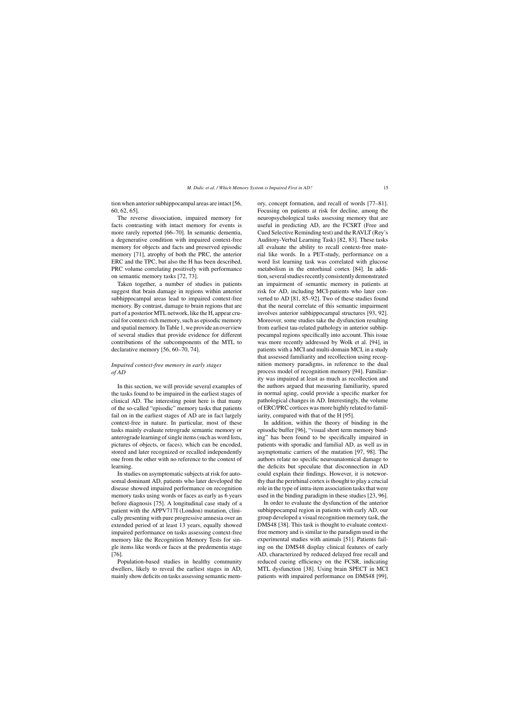tion when anterior subhippocampal areas are intact [56, 60, 62, 65].

The reverse dissociation, impaired memory for facts contrasting with intact memory for events is more rarely reported [66–70]. In semantic dementia, a degenerative condition with impaired context-free memory for objects and facts and preserved episodic memory [71], atrophy of both the PRC, the anterior ERC and the TPC, but also the H has been described, PRC volume correlating positively with performance on semantic memory tasks [72, 73].

Taken together, a number of studies in patients suggest that brain damage in regions within anterior subhippocampal areas lead to impaired context-free memory. By contrast, damage to brain regions that are part of a posterior MTL network, like the H, appear crucial for context-rich memory, such as episodic memory and spatial memory. In Table 1, we provide an overview of several studies that provide evidence for different contributions of the subcomponents of the MTL to declarative memory [56, 60–70, 74].

### *Impaired context-free memory in early stages of AD*

In this section, we will provide several examples of the tasks found to be impaired in the earliest stages of clinical AD. The interesting point here is that many of the so-called "episodic" memory tasks that patients fail on in the earliest stages of AD are in fact largely context-free in nature. In particular, most of these tasks mainly evaluate retrograde semantic memory or anterograde learning of single items (such as word lists, pictures of objects, or faces), which can be encoded, stored and later recognized or recalled independently one from the other with no reference to the context of learning.

In studies on asymptomatic subjects at risk for autosomal dominant AD, patients who later developed the disease showed impaired performance on recognition memory tasks using words or faces as early as 6 years before diagnosis [75]. A longitudinal case study of a patient with the APPV717I (London) mutation, clinically presenting with pure progressive amnesia over an extended period of at least 13 years, equally showed impaired performance on tasks assessing context-free memory like the Recognition Memory Tests for single items like words or faces at the predementia stage [76].

Population-based studies in healthy community dwellers, likely to reveal the earliest stages in AD, mainly show deficits on tasks assessing semantic memory, concept formation, and recall of words [77–81]. Focusing on patients at risk for decline, among the neuropsychological tasks assessing memory that are useful in predicting AD, are the FCSRT (Free and Cued Selective Reminding test) and the RAVLT (Rey's Auditory-Verbal Learning Task) [82, 83]. These tasks all evaluate the ability to recall context-free material like words. In a PET-study, performance on a word list learning task was correlated with glucose metabolism in the entorhinal cortex [84]. In addition, several studies recently consistently demonstrated an impairment of semantic memory in patients at risk for AD, including MCI-patients who later converted to AD [81, 85–92]. Two of these studies found that the neural correlate of this semantic impairment involves anterior subhippocampal structures [93, 92]. Moreover, some studies take the dysfunction resulting from earliest tau-related pathology in anterior subhippocampal regions specifically into account. This issue was more recently addressed by Wolk et al. [94], in patients with a MCI and multi-domain MCI, in a study that assessed familiarity and recollection using recognition memory paradigms, in reference to the dual process model of recognition memory [94]. Familiarity was impaired at least as much as recollection and the authors argued that measuring familiarity, spared in normal aging, could provide a specific marker for pathological changes in AD. Interestingly, the volume of ERC/PRC cortices was more highly related to familiarity, compared with that of the H [95].

In addition, within the theory of binding in the episodic buffer [96], "visual short term memory binding" has been found to be specifically impaired in patients with sporadic and familial AD, as well as in asymptomatic carriers of the mutation [97, 98]. The authors relate no specific neuroanatomical damage to the deficits but speculate that disconnection in AD could explain their findings. However, it is noteworthy that the perirhinal cortex is thought to play a crucial role in the type of intra-item association tasks that were used in the binding paradigm in these studies [23, 96].

In order to evaluate the dysfunction of the anterior subhippocampal region in patients with early AD, our group developed a visual recognition memory task, the DMS48 [38]. This task is thought to evaluate context-free memory and is similar to the paradigm used in the experimental studies with animals [51]. Patients failing on the DMS48 display clinical features of early AD, characterized by reduced delayed free recall and reduced cueing efficiency on the FCSR, indicating MTL dysfunction [38]. Using brain SPECT in MCI patients with impaired performance on DMS48 [99],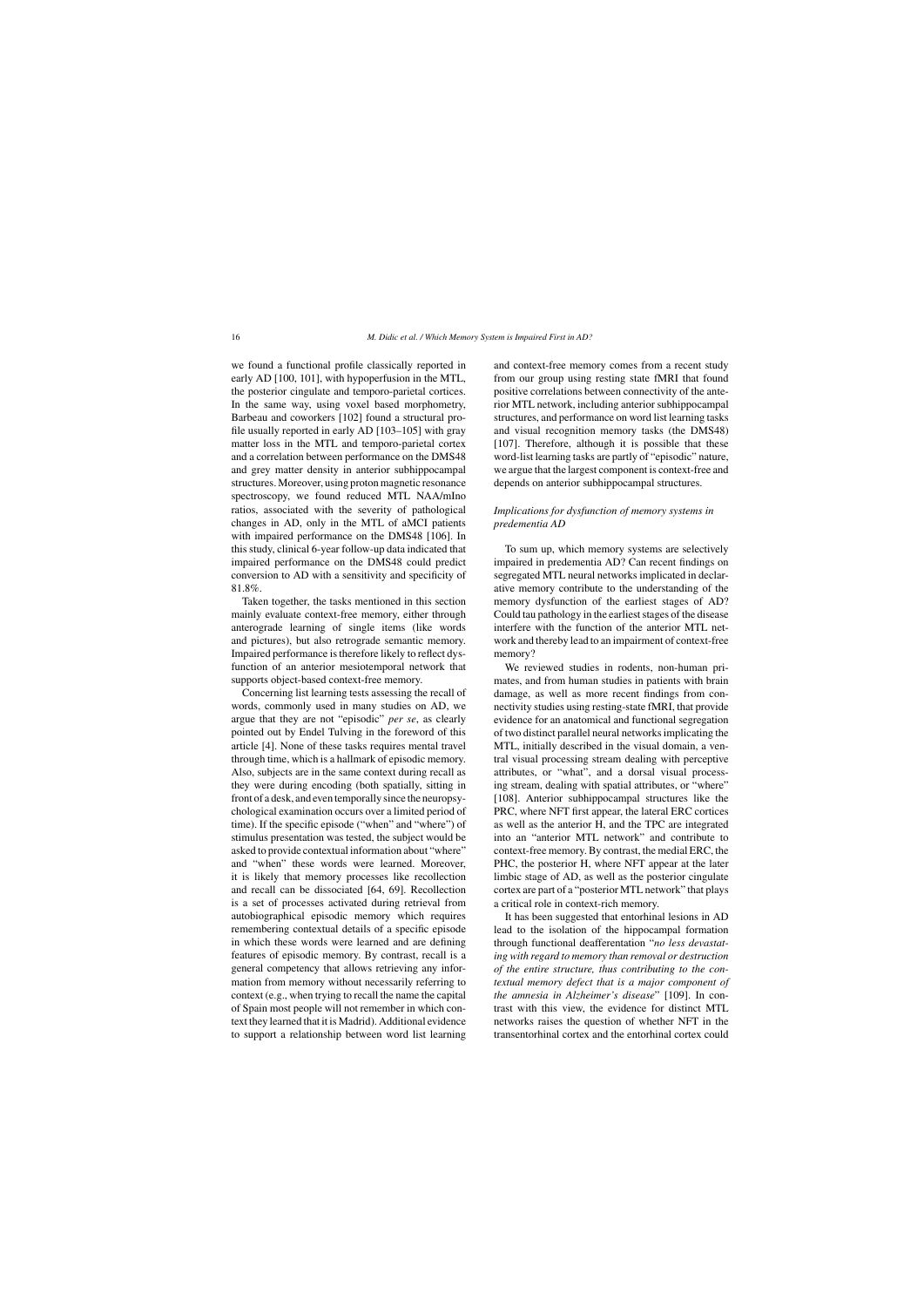we found a functional profile classically reported in early AD [100, 101], with hypoperfusion in the MTL, the posterior cingulate and temporo-parietal cortices. In the same way, using voxel based morphometry, Barbeau and coworkers [102] found a structural profile usually reported in early AD [103–105] with gray matter loss in the MTL and temporo-parietal cortex and a correlation between performance on the DMS48 and grey matter density in anterior subhippocampal structures. Moreover, using proton magnetic resonance spectroscopy, we found reduced MTL NAA/mIno ratios, associated with the severity of pathological changes in AD, only in the MTL of aMCI patients with impaired performance on the DMS48 [106]. In this study, clinical 6-year follow-up data indicated that impaired performance on the DMS48 could predict conversion to AD with a sensitivity and specificity of 81.8%.

Taken together, the tasks mentioned in this section mainly evaluate context-free memory, either through anterograde learning of single items (like words and pictures), but also retrograde semantic memory. Impaired performance is therefore likely to reflect dysfunction of an anterior mesiotemporal network that supports object-based context-free memory.

Concerning list learning tests assessing the recall of words, commonly used in many studies on AD, we argue that they are not "episodic" *per se*, as clearly pointed out by Endel Tulving in the foreword of this article [4]. None of these tasks requires mental travel through time, which is a hallmark of episodic memory. Also, subjects are in the same context during recall as they were during encoding (both spatially, sitting in front of a desk, and even temporally since the neuropsychological examination occurs over a limited period of time). If the specific episode ("when" and "where") of stimulus presentation was tested, the subject would be asked to provide contextual information about "where" and "when" these words were learned. Moreover, it is likely that memory processes like recollection and recall can be dissociated [64, 69]. Recollection is a set of processes activated during retrieval from autobiographical episodic memory which requires remembering contextual details of a specific episode in which these words were learned and are defining features of episodic memory. By contrast, recall is a general competency that allows retrieving any information from memory without necessarily referring to context (e.g., when trying to recall the name the capital of Spain most people will not remember in which context they learned that it is Madrid). Additional evidence to support a relationship between word list learning and context-free memory comes from a recent study from our group using resting state fMRI that found positive correlations between connectivity of the anterior MTL network, including anterior subhippocampal structures, and performance on word list learning tasks and visual recognition memory tasks (the DMS48) [107]. Therefore, although it is possible that these word-list learning tasks are partly of "episodic" nature, we argue that the largest component is context-free and depends on anterior subhippocampal structures.

### *Implications for dysfunction of memory systems in predementia AD*

To sum up, which memory systems are selectively impaired in predementia AD? Can recent findings on segregated MTL neural networks implicated in declarative memory contribute to the understanding of the memory dysfunction of the earliest stages of AD? Could tau pathology in the earliest stages of the disease interfere with the function of the anterior MTL network and thereby lead to an impairment of context-free memory?

We reviewed studies in rodents, non-human primates, and from human studies in patients with brain damage, as well as more recent findings from connectivity studies using resting-state fMRI, that provide evidence for an anatomical and functional segregation of two distinct parallel neural networks implicating the MTL, initially described in the visual domain, a ventral visual processing stream dealing with perceptive attributes, or "what", and a dorsal visual processing stream, dealing with spatial attributes, or "where" [108]. Anterior subhippocampal structures like the PRC, where NFT first appear, the lateral ERC cortices as well as the anterior H, and the TPC are integrated into an "anterior MTL network" and contribute to context-free memory. By contrast, the medial ERC, the PHC, the posterior H, where NFT appear at the later limbic stage of AD, as well as the posterior cingulate cortex are part of a "posterior MTL network" that plays a critical role in context-rich memory.

It has been suggested that entorhinal lesions in AD lead to the isolation of the hippocampal formation through functional deafferentation "*no less devastating with regard to memory than removal or destruction of the entire structure, thus contributing to the contextual memory defect that is a major component of the amnesia in Alzheimer's disease*" [109]. In contrast with this view, the evidence for distinct MTL networks raises the question of whether NFT in the transentorhinal cortex and the entorhinal cortex could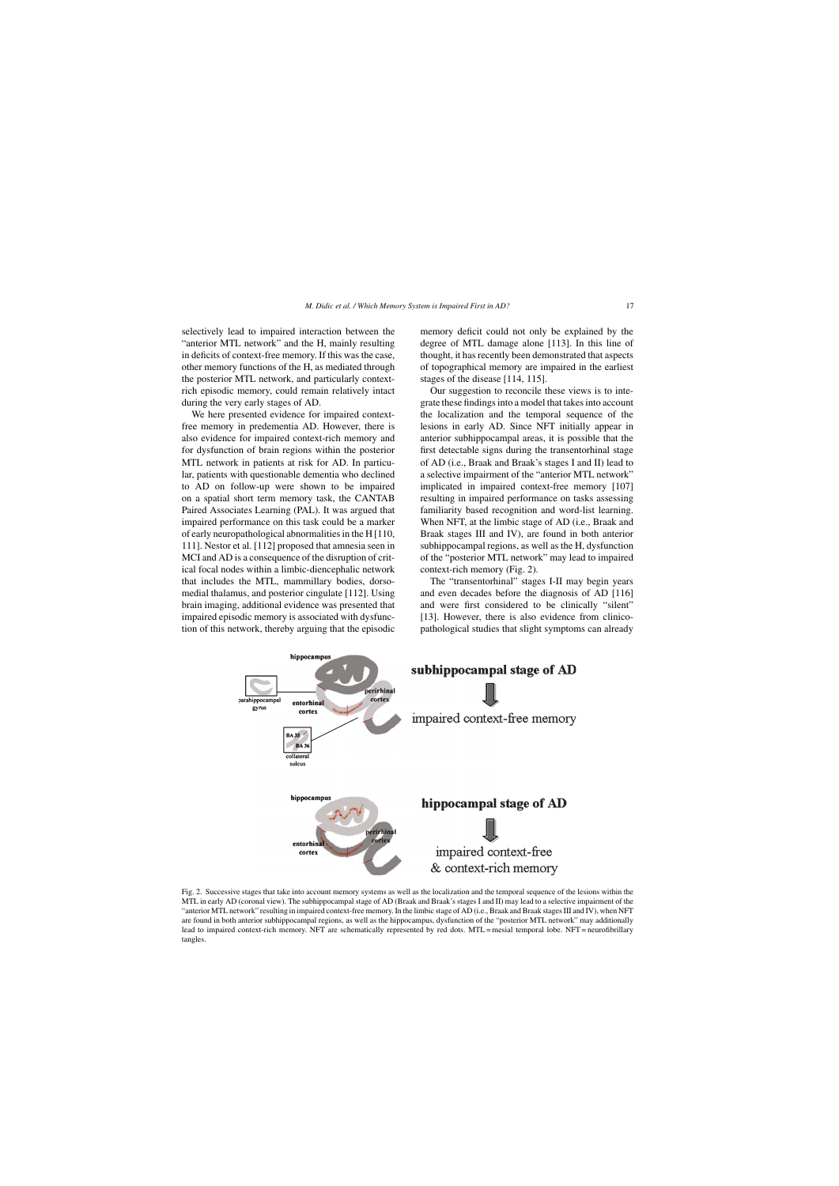selectively lead to impaired interaction between the "anterior MTL network" and the H, mainly resulting in deficits of context-free memory. If this was the case, other memory functions of the H, as mediated through the posterior MTL network, and particularly context-rich episodic memory, could remain relatively intact during the very early stages of AD.

We here presented evidence for impaired context-free memory in predementia AD. However, there is also evidence for impaired context-rich memory and for dysfunction of brain regions within the posterior MTL network in patients at risk for AD. In particular, patients with questionable dementia who declined to AD on follow-up were shown to be impaired on a spatial short term memory task, the CANTAB Paired Associates Learning (PAL). It was argued that impaired performance on this task could be a marker of early neuropathological abnormalities in the H [110, 111]. Nestor et al. [112] proposed that amnesia seen in MCI and AD is a consequence of the disruption of critical focal nodes within a limbic-diencephalic network that includes the MTL, mammillary bodies, dorsomedial thalamus, and posterior cingulate [112]. Using brain imaging, additional evidence was presented that impaired episodic memory is associated with dysfunction of this network, thereby arguing that the episodic memory deficit could not only be explained by the degree of MTL damage alone [113]. In this line of thought, it has recently been demonstrated that aspects of topographical memory are impaired in the earliest stages of the disease [114, 115].

Our suggestion to reconcile these views is to integrate these findings into a model that takes into account the localization and the temporal sequence of the lesions in early AD. Since NFT initially appear in anterior subhippocampal areas, it is possible that the first detectable signs during the transentorhinal stage of AD (i.e., Braak and Braak's stages I and II) lead to a selective impairment of the "anterior MTL network" implicated in impaired context-free memory [107] resulting in impaired performance on tasks assessing familiarity based recognition and word-list learning. When NFT, at the limbic stage of AD (i.e., Braak and Braak stages III and IV), are found in both anterior subhippocampal regions, as well as the H, dysfunction of the "posterior MTL network" may lead to impaired context-rich memory (Fig. 2).

The "transentorhinal" stages I-II may begin years and even decades before the diagnosis of AD [116] and were first considered to be clinically "silent" [13]. However, there is also evidence from clinicopathological studies that slight symptoms can already

Fig. 2. Successive stages that take into account memory systems as well as the localization and the temporal sequence of the lesions within the MTL in early AD (coronal view). The subhippocampal stage of AD (Braak and Braak's stages I and II) may lead to a selective impairment of the "anterior MTL network" resulting in impaired context-free memory. In the limbic stage of AD (i.e., Braak and Braak stages III and IV), when NFT are found in both anterior subhippocampal regions, as well as the hippocampus, dysfunction of the "posterior MTL network" may additionally lead to impaired context-rich memory. NFT are schematically represented by red dots. MTL = mesial temporal lobe. NFT = neurofibrillary tangles.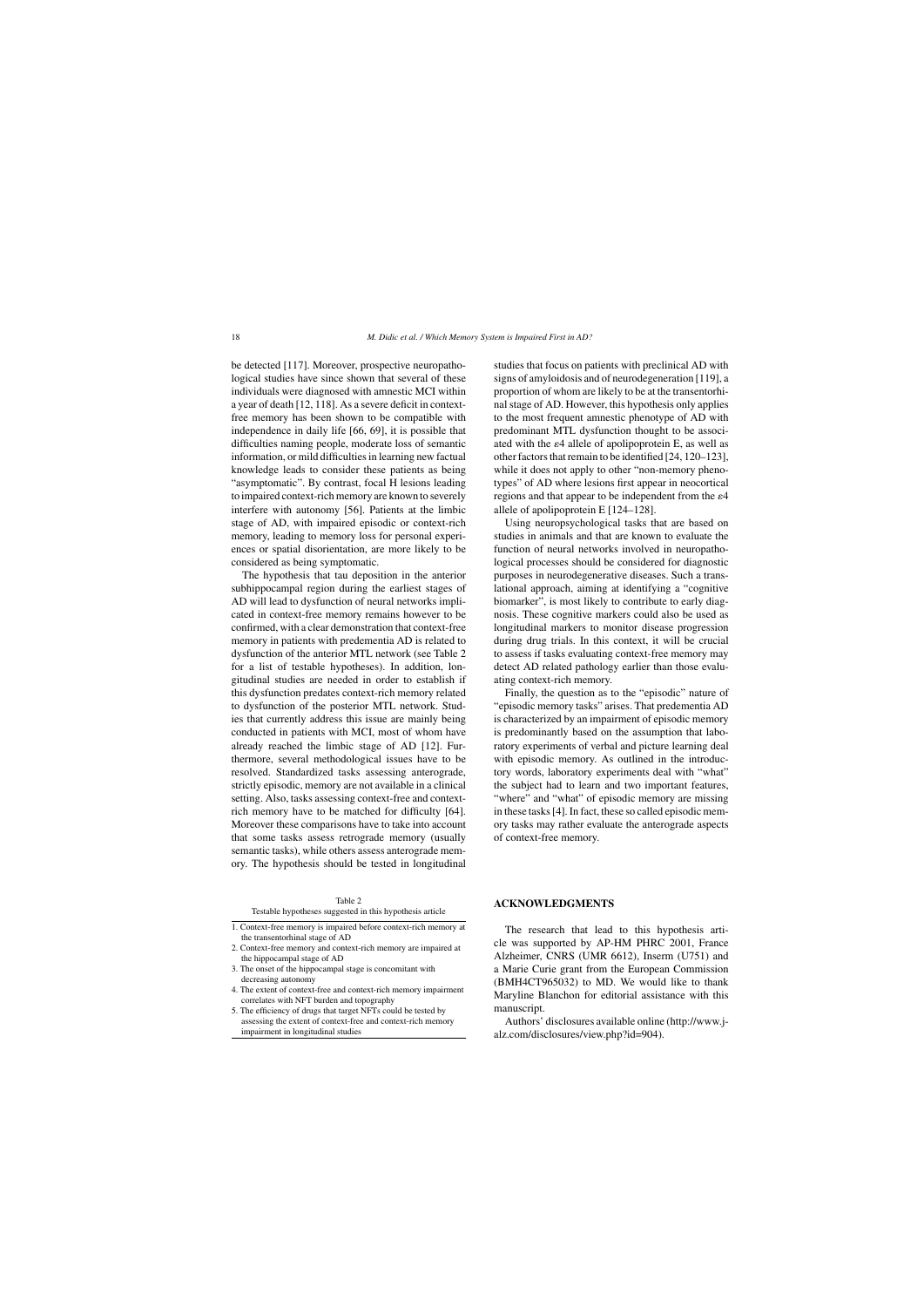be detected [117]. Moreover, prospective neuropathological studies have since shown that several of these individuals were diagnosed with amnestic MCI within a year of death [12, 118]. As a severe deficit in context-free memory has been shown to be compatible with independence in daily life [66, 69], it is possible that difficulties naming people, moderate loss of semantic information, or mild difficulties in learning new factual knowledge leads to consider these patients as being "asymptomatic". By contrast, focal H lesions leading to impaired context-rich memory are known to severely interfere with autonomy [56]. Patients at the limbic stage of AD, with impaired episodic or context-rich memory, leading to memory loss for personal experiences or spatial disorientation, are more likely to be considered as being symptomatic.

The hypothesis that tau deposition in the anterior subhippocampal region during the earliest stages of AD will lead to dysfunction of neural networks implicated in context-free memory remains however to be confirmed, with a clear demonstration that context-free memory in patients with predementia AD is related to dysfunction of the anterior MTL network (see Table 2 for a list of testable hypotheses). In addition, longitudinal studies are needed in order to establish if this dysfunction predates context-rich memory related to dysfunction of the posterior MTL network. Studies that currently address this issue are mainly being conducted in patients with MCI, most of whom have already reached the limbic stage of AD [12]. Furthermore, several methodological issues have to be resolved. Standardized tasks assessing anterograde, strictly episodic, memory are not available in a clinical setting. Also, tasks assessing context-free and context-rich memory have to be matched for difficulty [64]. Moreover these comparisons have to take into account that some tasks assess retrograde memory (usually semantic tasks), while others assess anterograde memory. The hypothesis should be tested in longitudinal studies that focus on patients with preclinical AD with signs of amyloidosis and of neurodegeneration [119], a proportion of whom are likely to be at the transentorhinal stage of AD. However, this hypothesis only applies to the most frequent amnestic phenotype of AD with predominant MTL dysfunction thought to be associated with the $\varepsilon 4$ allele of apolipoprotein E, as well as other factors that remain to be identified [24, 120–123], while it does not apply to other "non-memory phenotypes" of AD where lesions first appear in neocortical regions and that appear to be independent from the $\varepsilon 4$ allele of apolipoprotein E [124–128].

Using neuropsychological tasks that are based on studies in animals and that are known to evaluate the function of neural networks involved in neuropathological processes should be considered for diagnostic purposes in neurodegenerative diseases. Such a translational approach, aiming at identifying a "cognitive biomarker", is most likely to contribute to early diagnosis. These cognitive markers could also be used as longitudinal markers to monitor disease progression during drug trials. In this context, it will be crucial to assess if tasks evaluating context-free memory may detect AD related pathology earlier than those evaluating context-rich memory.

Finally, the question as to the "episodic" nature of "episodic memory tasks" arises. That predementia AD is characterized by an impairment of episodic memory is predominantly based on the assumption that laboratory experiments of verbal and picture learning deal with episodic memory. As outlined in the introductory words, laboratory experiments deal with "what" the subject had to learn and two important features, "where" and "what" of episodic memory are missing in these tasks [4]. In fact, these so called episodic memory tasks may rather evaluate the anterograde aspects of context-free memory.

Table 2
Testable hypotheses suggested in this hypothesis article

| |
|---|
| 1. Context-free memory is impaired before context-rich memory at the transentorhinal stage of AD |
| 2. Context-free memory and context-rich memory are impaired at the hippocampal stage of AD |
| 3. The onset of the hippocampal stage is concomitant with decreasing autonomy |
| 4. The extent of context-free and context-rich memory impairment correlates with NFT burden and topography |
| 5. The efficiency of drugs that target NFTs could be tested by assessing the extent of context-free and context-rich memory impairment in longitudinal studies |

## ACKNOWLEDGMENTS

The research that lead to this hypothesis article was supported by AP-HM PHRC 2001, France Alzheimer, CNRS (UMR 6612), Inserm (U751) and a Marie Curie grant from the European Commission (BMH4CT965032) to MD. We would like to thank Maryline Blanchon for editorial assistance with this manuscript.

Authors' disclosures available online (http://www.j-alz.com/disclosures/view.php?id=904).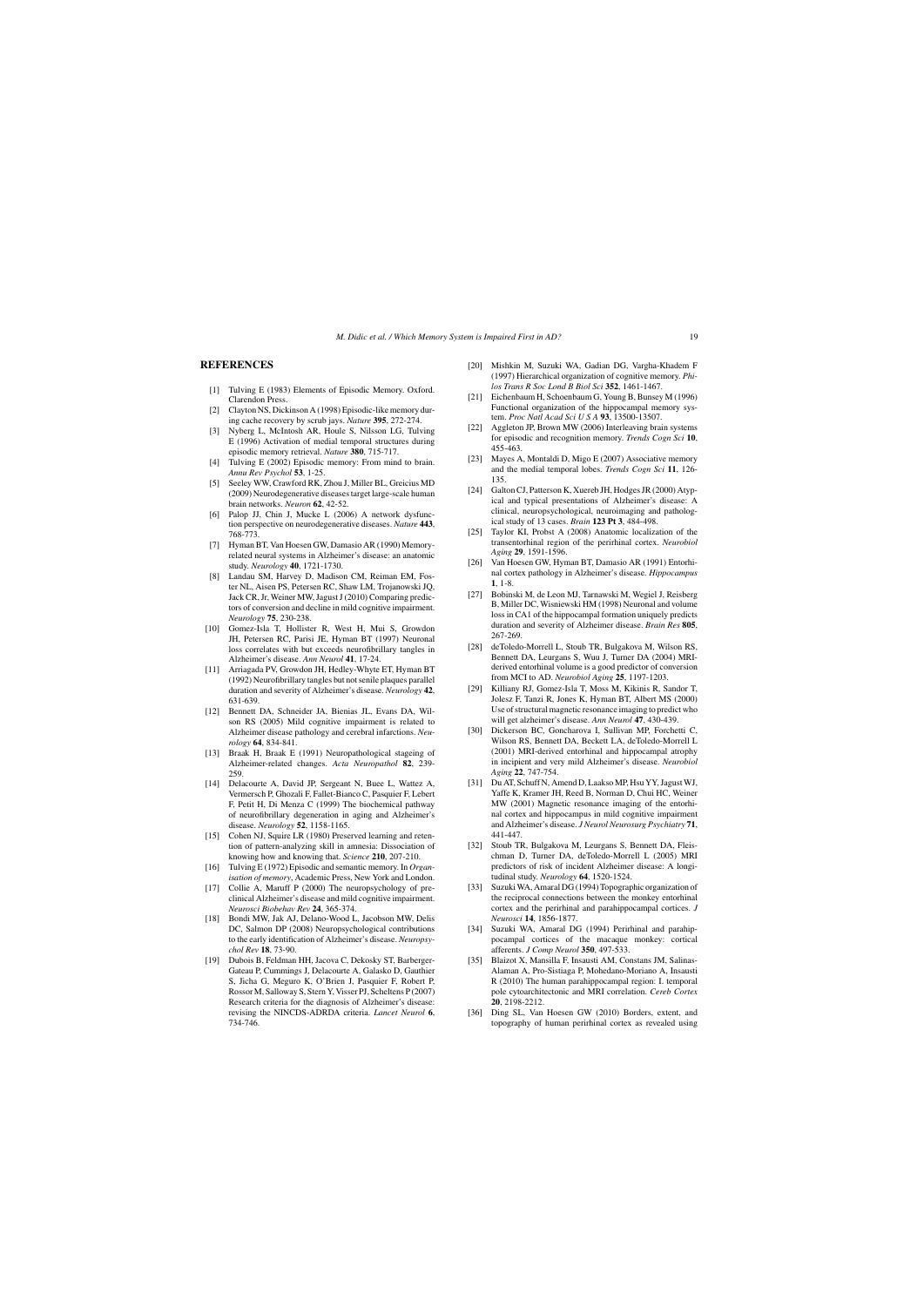## REFERENCES

- [1] Tulving E (1983) Elements of Episodic Memory. Oxford. Clarendon Press.
- [2] Clayton NS, Dickinson A (1998) Episodic-like memory during cache recovery by scrub jays. *Nature* **395**, 272-274.
- [3] Nyberg L, McIntosh AR, Houle S, Nilsson LG, Tulving E (1996) Activation of medial temporal structures during episodic memory retrieval. *Nature* **380**, 715-717.
- [4] Tulving E (2002) Episodic memory: From mind to brain. *Annu Rev Psychol* **53**, 1-25.
- [5] Seeley WW, Crawford RK, Zhou J, Miller BL, Greicius MD (2009) Neurodegenerative diseases target large-scale human brain networks. *Neuron* **62**, 42-52.
- [6] Palop JJ, Chin J, Mucke L (2006) A network dysfunction perspective on neurodegenerative diseases. *Nature* **443**, 768-773.
- [7] Hyman BT, Van Hoesen GW, Damasio AR (1990) Memory-related neural systems in Alzheimer's disease: an anatomic study. *Neurology* **40**, 1721-1730.
- [8] Landau SM, Harvey D, Madison CM, Reiman EM, Foster NL, Aisen PS, Petersen RC, Shaw LM, Trojanowski JQ, Jack CR, Jr, Weiner MW, Jagust J (2010) Comparing predictors of conversion and decline in mild cognitive impairment. *Neurology* **75**, 230-238.
- [10] Gomez-Isla T, Hollister R, West H, Mui S, Growdon JH, Petersen RC, Parisi JE, Hyman BT (1997) Neuronal loss correlates with but exceeds neurofibrillary tangles in Alzheimer's disease. *Ann Neurol* **41**, 17-24.
- [11] Arriagada PV, Growdon JH, Hedley-Whyte ET, Hyman BT (1992) Neurofibrillary tangles but not senile plaques parallel duration and severity of Alzheimer's disease. *Neurology* **42**, 631-639.
- [12] Bennett DA, Schneider JA, Bienias JL, Evans DA, Wilson RS (2005) Mild cognitive impairment is related to Alzheimer disease pathology and cerebral infarctions. *Neurology* **64**, 834-841.
- [13] Braak H, Braak E (1991) Neuropathological stageing of Alzheimer-related changes. *Acta Neuropathol* **82**, 239-259.
- [14] Delacourte A, David JP, Sergeant N, Buee L, Wattez A, Vermersch P, Ghozali F, Fallet-Bianco C, Pasquier F, Lebert F, Petit H, Di Menza C (1999) The biochemical pathway of neurofibrillary degeneration in aging and Alzheimer's disease. *Neurology* **52**, 1158-1165.
- [15] Cohen NJ, Squire LR (1980) Preserved learning and retention of pattern-analyzing skill in amnesia: Dissociation of knowing how and knowing that. *Science* **210**, 207-210.
- [16] Tulving E (1972) Episodic and semantic memory. In *Organisation of memory*, Academic Press, New York and London.
- [17] Collie A, Maruff P (2000) The neuropsychology of preclinical Alzheimer's disease and mild cognitive impairment. *Neurosci Biobehav Rev* **24**, 365-374.
- [18] Bondi MW, Jak AJ, Delano-Wood L, Jacobson MW, Delis DC, Salmon DP (2008) Neuropsychological contributions to the early identification of Alzheimer's disease. *Neuropsychol Rev* **18**, 73-90.
- [19] Dubois B, Feldman HH, Jacova C, Dekosky ST, Barberger-Gateau P, Cummings J, Delacourte A, Galasko D, Gauthier S, Jicha G, Meguro K, O'Brien J, Pasquier F, Robert P, Rossor M, Salloway S, Stern Y, Visser PJ, Scheltens P (2007) Research criteria for the diagnosis of Alzheimer's disease: revising the NINCDS-ADRDA criteria. *Lancet Neurol* **6**, 734-746.
- [20] Mishkin M, Suzuki WA, Gadian DG, Vargha-Khadem F (1997) Hierarchical organization of cognitive memory. *Philos Trans R Soc Lond B Biol Sci* **352**, 1461-1467.
- [21] Eichenbaum H, Schoenbaum G, Young B, Bunsey M (1996) Functional organization of the hippocampal memory system. *Proc Natl Acad Sci U S A* **93**, 13500-13507.
- [22] Aggleton JP, Brown MW (2006) Interleaving brain systems for episodic and recognition memory. *Trends Cogn Sci* **10**, 455-463.
- [23] Mayes A, Montaldi D, Migo E (2007) Associative memory and the medial temporal lobes. *Trends Cogn Sci* **11**, 126-135.
- [24] Galton CJ, Patterson K, Xuereb JH, Hodges JR (2000) Atypical and typical presentations of Alzheimer's disease: A clinical, neuropsychological, neuroimaging and pathological study of 13 cases. *Brain* **123 Pt 3**, 484-498.
- [25] Taylor KI, Probst A (2008) Anatomic localization of the transentorhinal region of the perirhinal cortex. *Neurobiol Aging* **29**, 1591-1596.
- [26] Van Hoesen GW, Hyman BT, Damasio AR (1991) Entorhinal cortex pathology in Alzheimer's disease. *Hippocampus* **1**, 1-8.
- [27] Bobinski M, de Leon MJ, Tarnawski M, Wegiel J, Reisberg B, Miller DC, Wisniewski HM (1998) Neuronal and volume loss in CA1 of the hippocampal formation uniquely predicts duration and severity of Alzheimer disease. *Brain Res* **805**, 267-269.
- [28] deToledo-Morrell L, Stoub TR, Bulgakova M, Wilson RS, Bennett DA, Leurgans S, Wuu J, Turner DA (2004) MRI-derived entorhinal volume is a good predictor of conversion from MCI to AD. *Neurobiol Aging* **25**, 1197-1203.
- [29] Killiany RJ, Gomez-Isla T, Moss M, Kikinis R, Sandor T, Jolesz F, Tanzi R, Jones K, Hyman BT, Albert MS (2000) Use of structural magnetic resonance imaging to predict who will get alzheimer's disease. *Ann Neurol* **47**, 430-439.
- [30] Dickerson BC, Goncharova I, Sullivan MP, Forchetti C, Wilson RS, Bennett DA, Beckett LA, deToledo-Morrell L (2001) MRI-derived entorhinal and hippocampal atrophy in incipient and very mild Alzheimer's disease. *Neurobiol Aging* **22**, 747-754.
- [31] Du AT, Schuff N, Amend D, Laakso MP, Hsu YY, Jagust WJ, Yaffe K, Kramer JH, Reed B, Norman D, Chui HC, Weiner MW (2001) Magnetic resonance imaging of the entorhinal cortex and hippocampus in mild cognitive impairment and Alzheimer's disease. *J Neurol Neurosurg Psychiatry* **71**, 441-447.
- [32] Stoub TR, Bulgakova M, Leurgans S, Bennett DA, Fleischman D, Turner DA, deToledo-Morrell L (2005) MRI predictors of risk of incident Alzheimer disease: A longitudinal study. *Neurology* **64**, 1520-1524.
- [33] Suzuki WA, Amaral DG (1994) Topographic organization of the reciprocal connections between the monkey entorhinal cortex and the perirhinal and parahippocampal cortices. *J Neurosci* **14**, 1856-1877.
- [34] Suzuki WA, Amaral DG (1994) Perirhinal and parahippocampal cortices of the macaque monkey: cortical afferents. *J Comp Neurol* **350**, 497-533.
- [35] Blaizot X, Mansilla F, Insausti AM, Constans JM, Salinas-Alaman A, Pro-Sistiaga P, Mohedano-Moriano A, Insausti R (2010) The human parahippocampal region: I. temporal pole cytoarchitectonic and MRI correlation. *Cereb Cortex* **20**, 2198-2212.
- [36] Ding SL, Van Hoesen GW (2010) Borders, extent, and topography of human perirhinal cortex as revealed using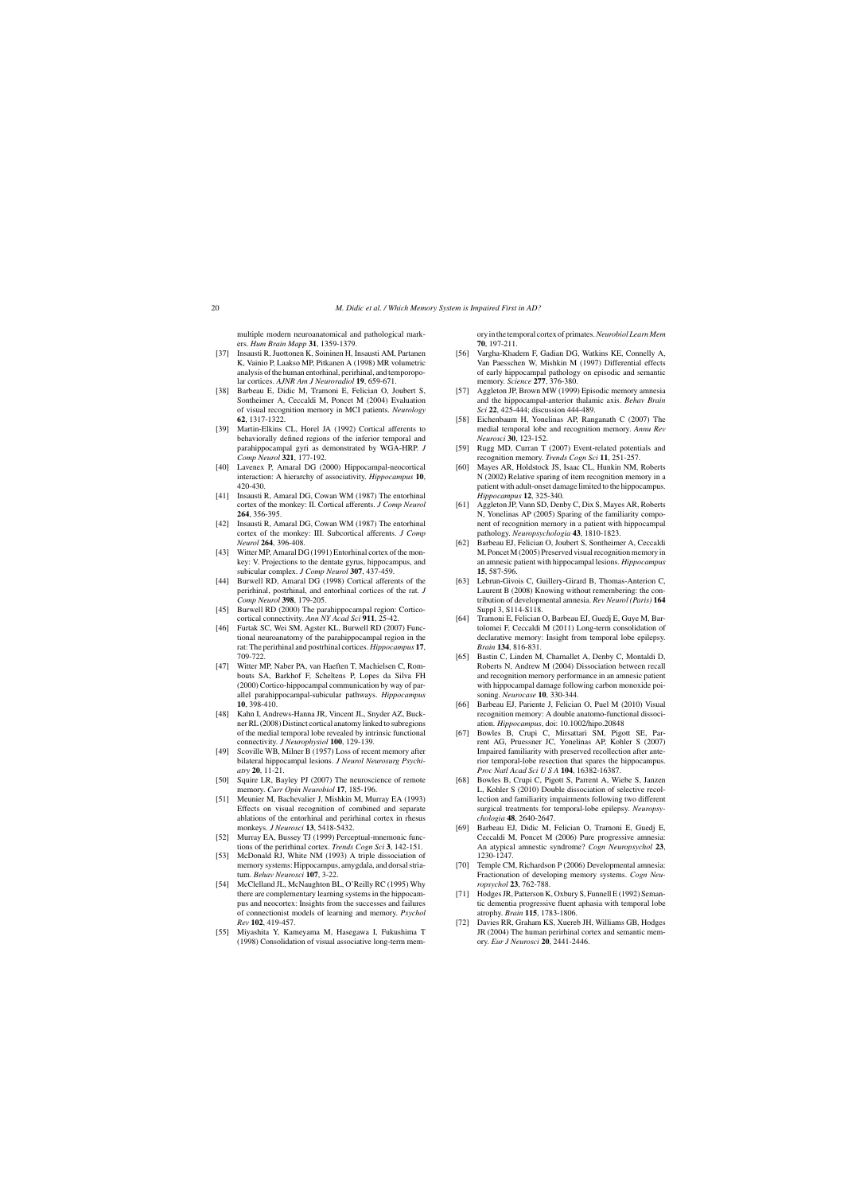multiple modern neuroanatomical and pathological markers. *Hum Brain Mapp* **31**, 1359-1379.

[37] Insausti R, Juottonen K, Soininen H, Insausti AM, Partanen K, Vainio P, Laakso MP, Pitkanen A (1998) MR volumetric analysis of the human entorhinal, perirhinal, and temporopolar cortices. *AJNR Am J Neuroradiol* **19**, 659-671.

[38] Barbeau E, Didic M, Tramoni E, Felician O, Joubert S, Sontheimer A, Ceccaldi M, Poncet M (2004) Evaluation of visual recognition memory in MCI patients. *Neurology* **62**, 1317-1322.

[39] Martin-Elkins CL, Horel JA (1992) Cortical afferents to behaviorally defined regions of the inferior temporal and parahippocampal gyri as demonstrated by WGA-HRP. *J Comp Neurol* **321**, 177-192.

[40] Lavenex P, Amaral DG (2000) Hippocampal-neocortical interaction: A hierarchy of associativity. *Hippocampus* **10**, 420-430.

[41] Insausti R, Amaral DG, Cowan WM (1987) The entorhinal cortex of the monkey: II. Cortical afferents. *J Comp Neurol* **264**, 356-395.

[42] Insausti R, Amaral DG, Cowan WM (1987) The entorhinal cortex of the monkey: III. Subcortical afferents. *J Comp Neurol* **264**, 396-408.

[43] Witter MP, Amaral DG (1991) Entorhinal cortex of the monkey: V. Projections to the dentate gyrus, hippocampus, and subicular complex. *J Comp Neurol* **307**, 437-459.

[44] Burwell RD, Amaral DG (1998) Cortical afferents of the perirhinal, postrhinal, and entorhinal cortices of the rat. *J Comp Neurol* **398**, 179-205.

[45] Burwell RD (2000) The parahippocampal region: Corticocortical connectivity. *Ann NY Acad Sci* **911**, 25-42.

[46] Furtak SC, Wei SM, Agster KL, Burwell RD (2007) Functional neuroanatomy of the parahippocampal region in the rat: The perirhinal and postrhinal cortices. *Hippocampus* **17**, 709-722.

[47] Witter MP, Naber PA, van Haeften T, Machielsen C, Rombouts SA, Barkhof F, Scheltens P, Lopes da Silva FH (2000) Cortico-hippocampal communication by way of parallel parahippocampal-subicular pathways. *Hippocampus* **10**, 398-410.

[48] Kahn I, Andrews-Hanna JR, Vincent JL, Snyder AZ, Buckner RL (2008) Distinct cortical anatomy linked to subregions of the medial temporal lobe revealed by intrinsic functional connectivity. *J Neurophysiol* **100**, 129-139.

[49] Scoville WB, Milner B (1957) Loss of recent memory after bilateral hippocampal lesions. *J Neurol Neurosurg Psychiatry* **20**, 11-21.

[50] Squire LR, Bayley PJ (2007) The neuroscience of remote memory. *Curr Opin Neurobiol* **17**, 185-196.

[51] Meunier M, Bachevalier J, Mishkin M, Murray EA (1993) Effects on visual recognition of combined and separate ablations of the entorhinal and perirhinal cortex in rhesus monkeys. *J Neurosci* **13**, 5418-5432.

[52] Murray EA, Bussey TJ (1999) Perceptual-mnemonic functions of the perirhinal cortex. *Trends Cogn Sci* **3**, 142-151.

[53] McDonald RJ, White NM (1993) A triple dissociation of memory systems: Hippocampus, amygdala, and dorsal striatum. *Behav Neurosci* **107**, 3-22.

[54] McClelland JL, McNaughton BL, O'Reilly RC (1995) Why there are complementary learning systems in the hippocampus and neocortex: Insights from the successes and failures of connectionist models of learning and memory. *Psychol Rev* **102**, 419-457.

[55] Miyashita Y, Kameyama M, Hasegawa I, Fukushima T (1998) Consolidation of visual associative long-term memory in the temporal cortex of primates. *Neurobiol Learn Mem* **70**, 197-211.

[56] Vargha-Khadem F, Gadian DG, Watkins KE, Connelly A, Van Paesschen W, Mishkin M (1997) Differential effects of early hippocampal pathology on episodic and semantic memory. *Science* **277**, 376-380.

[57] Aggleton JP, Brown MW (1999) Episodic memory amnesia and the hippocampal-anterior thalamic axis. *Behav Brain Sci* **22**, 425-444; discussion 444-489.

[58] Eichenbaum H, Yonelinas AP, Ranganath C (2007) The medial temporal lobe and recognition memory. *Annu Rev Neurosci* **30**, 123-152.

[59] Rugg MD, Curran T (2007) Event-related potentials and recognition memory. *Trends Cogn Sci* **11**, 251-257.

[60] Mayes AR, Holdstock JS, Isaac CL, Hunkin NM, Roberts N (2002) Relative sparing of item recognition memory in a patient with adult-onset damage limited to the hippocampus. *Hippocampus* **12**, 325-340.

[61] Aggleton JP, Vann SD, Denby C, Dix S, Mayes AR, Roberts N, Yonelinas AP (2005) Sparing of the familiarity component of recognition memory in a patient with hippocampal pathology. *Neuropsychologia* **43**, 1810-1823.

[62] Barbeau EJ, Felician O, Joubert S, Sontheimer A, Ceccaldi M, Poncet M (2005) Preserved visual recognition memory in an amnesic patient with hippocampal lesions. *Hippocampus* **15**, 587-596.

[63] Lebrun-Givois C, Guillery-Girard B, Thomas-Anterion C, Laurent B (2008) Knowing without remembering: the contribution of developmental amnesia. *Rev Neurol (Paris)* **164** Suppl 3, S114-S118.

[64] Tramoni E, Felician O, Barbeau EJ, Guedj E, Guye M, Bartolomei F, Ceccaldi M (2011) Long-term consolidation of declarative memory: Insight from temporal lobe epilepsy. *Brain* **134**, 816-831.

[65] Bastin C, Linden M, Charnallet A, Denby C, Montaldi D, Roberts N, Andrew M (2004) Dissociation between recall and recognition memory performance in an amnesic patient with hippocampal damage following carbon monoxide poisoning. *Neurocase* **10**, 330-344.

[66] Barbeau EJ, Pariente J, Felician O, Puel M (2010) Visual recognition memory: A double anatomo-functional dissociation. *Hippocampus*, doi: 10.1002/hipo.20848

[67] Bowles B, Crupi C, Mirsattari SM, Pigott SE, Parrent AG, Pruessner JC, Yonelinas AP, Kohler S (2007) Impaired familiarity with preserved recollection after anterior temporal-lobe resection that spares the hippocampus. *Proc Natl Acad Sci U S A* **104**, 16382-16387.

[68] Bowles B, Crupi C, Pigott S, Parrent A, Wiebe S, Janzen L, Kohler S (2010) Double dissociation of selective recollection and familiarity impairments following two different surgical treatments for temporal-lobe epilepsy. *Neuropsychologia* **48**, 2640-2647.

[69] Barbeau EJ, Didic M, Felician O, Tramoni E, Guedj E, Ceccaldi M, Poncet M (2006) Pure progressive amnesia: An atypical amnestic syndrome? *Cogn Neuropsychol* **23**, 1230-1247.

[70] Temple CM, Richardson P (2006) Developmental amnesia: Fractionation of developing memory systems. *Cogn Neuropsychol* **23**, 762-788.

[71] Hodges JR, Patterson K, Oxbury S, Funnell E (1992) Semantic dementia progressive fluent aphasia with temporal lobe atrophy. *Brain* **115**, 1783-1806.

[72] Davies RR, Graham KS, Xuereb JH, Williams GB, Hodges JR (2004) The human perirhinal cortex and semantic memory. *Eur J Neurosci* **20**, 2441-2446.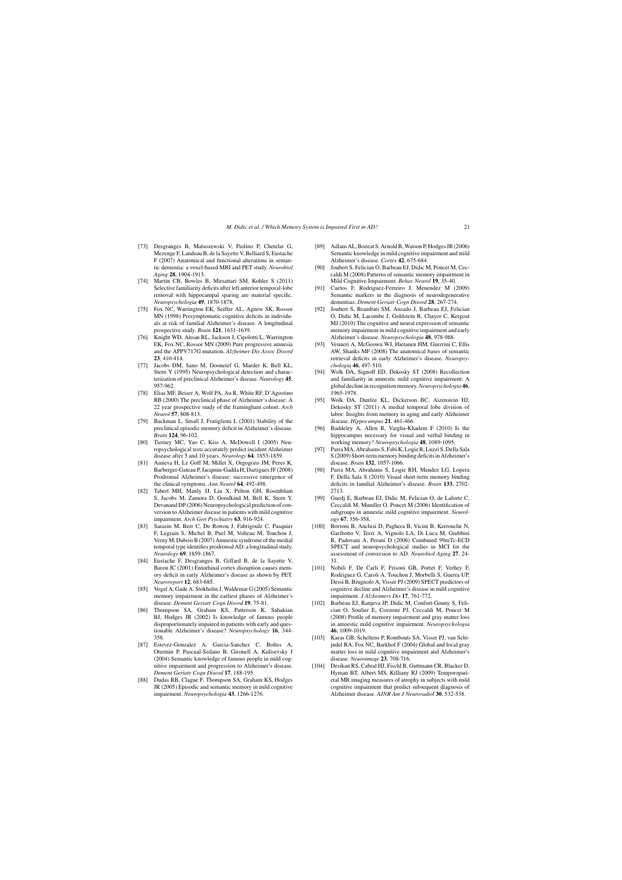[73] Desgranges B, Matuszewski V, Piolino P, Chetelat G, Mezenge F, Landeau B, de la Sayette V, Belliard S, Eustache F (2007) Anatomical and functional alterations in semantic dementia: a voxel-based MRI and PET study. *Neurobiol Aging* **28**, 1904-1913.

[74] Martin CB, Bowles B, Mirsattari SM, Kohler S (2011) Selective familiarity deficits after left anterior temporal-lobe removal with hippocampal sparing are material specific. *Neuropsychologia* **49**, 1870-1878.

[75] Fox NC, Warrington EK, Seiffer AL, Agnew SK, Rossor MN (1998) Presymptomatic cognitive deficits in individuals at risk of familial Alzheimer's disease. A longitudinal prospective study. *Brain* **121**, 1631-1639.

[76] Knight WD, Ahsan RL, Jackson J, Cipolotti L, Warrington EK, Fox NC, Rossor MN (2009) Pure progressive amnesia and the APPV717G mutation. *Alzheimer Dis Assoc Disord* **23**, 410-414.

[77] Jacobs DM, Sano M, Dooneief G, Marder K, Bell KL, Stern Y (1995) Neuropsychological detection and characterization of preclinical Alzheimer's disease. *Neurology* **45**, 957-962.

[78] Elias MF, Beiser A, Wolf PA, Au R, White RF, D'Agostino RB (2000) The preclinical phase of Alzheimer's disease: A 22 year prospective study of the framingham cohort. *Arch Neurol* **57**, 808-813.

[79] Backman L, Small J, Fratiglioni L (2001) Stability of the preclinical episodic memory deficit in Alzheimer's disease. *Brain* **124**, 96-102.

[80] Tierney MC, Yao C, Kiss A, McDowell I (2005) Neuropsychological tests accurately predict incident Alzheimer disease after 5 and 10 years. *Neurology* **64**, 1853-1859.

[81] Amieva H, Le Goff M, Millet X, Orgogozo JM, Peres K, Barberger-Gateau P, Jacqmin-Gadda H, Dartigues JF (2008) Prodromal Alzheimer's disease: successive emergence of the clinical symptoms. *Ann Neurol* **64**, 492-498.

[82] Tabert MH, Manly JJ, Liu X, Pelton GH, Rosenblum S, Jacobs M, Zamora D, Goodkind M, Bell K, Stern Y, Devanand DP (2006) Neuropsychological prediction of conversion to Alzheimer disease in patients with mild cognitive impairment. *Arch Gen Psychiatry* **63**, 916-924.

[83] Sarazin M, Berr C, De Rotrou J, Fabrigoule C, Pasquier F, Legrain S, Michel B, Puel M, Volteau M, Touchon J, Verny M, Dubois B (2007) Amnestic syndrome of the medial temporal type identifies prodromal AD: a longitudinal study. *Neurology* **69**, 1859-1867.

[84] Eustache F, Desgranges B, Giffard B, de la Sayette V, Baron JC (2001) Entorhinal cortex disruption causes memory deficit in early Alzheimer's disease as shown by PET. *Neuroreport* **12**, 683-685.

[85] Vogel A, Gade A, Stokholm J, Waldemar G (2005) Semantic memory impairment in the earliest phases of Alzheimer's disease. *Dement Geriatr Cogn Disord* **19**, 75-81.

[86] Thompson SA, Graham KS, Patterson K, Sahakian BJ, Hodges JR (2002) Is knowledge of famous people disproportionately impaired in patients with early and questionable Alzheimer's disease? *Neuropsychology* **16**, 344-358.

[87] Estevez-Gonzalez A, Garcia-Sanchez C, Boltes A, Otermin P, Pascual-Sedano B, Gironell A, Kulisevsky J (2004) Semantic knowledge of famous people in mild cognitive impairment and progression to Alzheimer's disease. *Dement Geriatr Cogn Disord* **17**, 188-195.

[88] Dudas RB, Clague F, Thompson SA, Graham KS, Hodges JR (2005) Episodic and semantic memory in mild cognitive impairment. *Neuropsychologia* **43**, 1266-1276.

[89] Adlam AL, Bozeat S, Arnold R, Watson P, Hodges JR (2006) Semantic knowledge in mild cognitive impairment and mild Alzheimer's disease. *Cortex* **42**, 675-684.

[90] Joubert S, Felician O, Barbeau EJ, Didic M, Poncet M, Ceccaldi M (2008) Patterns of semantic memory impairment in Mild Cognitive Impairment. *Behav Neurol* **19**, 35-40.

[91] Cuetos F, Rodriguez-Ferreiro J, Menendez M (2009) Semantic markers in the diagnosis of neurodegenerative dementias. *Dement Geriatr Cogn Disord* **28**, 267-274.

[92] Joubert S, Brambati SM, Ansado J, Barbeau EJ, Felician O, Didic M, Lacombe J, Goldstein R, Chayer C, Kergoat MJ (2010) The cognitive and neural expression of semantic memory impairment in mild cognitive impairment and early Alzheimer's disease. *Neuropsychologia* **48**, 978-988.

[93] Venneri A, McGeown WJ, Hietanen HM, Guerrini C, Ellis AW, Shanks MF (2008) The anatomical bases of semantic retrieval deficits in early Alzheimer's disease. *Neuropsychologia* **46**, 497-510.

[94] Wolk DA, Signoff ED, Dekosky ST (2008) Recollection and familiarity in amnestic mild cognitive impairment: A global decline in recognition memory. *Neuropsychologia* **46**, 1965-1978.

[95] Wolk DA, Dunfee KL, Dickerson BC, Aizenstein HJ, Dekosky ST (2011) A medial temporal lobe division of labor: Insights from memory in aging and early Alzheimer disease. *Hippocampus* **21**, 461-466.

[96] Baddeley A, Allen R, Vargha-Khadem F (2010) Is the hippocampus necessary for visual and verbal binding in working memory? *Neuropsychologia* **48**, 1089-1095.

[97] Parra MA, Abrahams S, Fabi K, Logie R, Luzzi S, Della Sala S (2009) Short-term memory binding deficits in Alzheimer's disease. *Brain* **132**, 1057-1066.

[98] Parra MA, Abrahams S, Logie RH, Mendez LG, Lopera F, Della Sala S (2010) Visual short-term memory binding deficits in familial Alzheimer's disease. *Brain* **133**, 2702-2713.

[99] Guedj E, Barbeau EJ, Didic M, Felician O, de Laforte C, Ceccaldi M, Mundler O, Poncet M (2006) Identification of subgroups in amnestic mild cognitive impairment. *Neurology* **67**, 356-358.

[100] Borroni B, Anchisi D, Paghera B, Vicini B, Kerrouche N, Garibotto V, Terzi A, Vignolo LA, Di Luca M, Giubbini R, Padovani A, Perani D (2006) Combined 99mTc-ECD SPECT and neuropsychological studies in MCI for the assessment of conversion to AD. *Neurobiol Aging* **27**, 24-31.

[101] Nobili F, De Carli F, Frisoni GB, Portet F, Verhey F, Rodriguez G, Caroli A, Touchon J, Morbelli S, Guerra UP, Dessi B, Brugnolo A, Visser PJ (2009) SPECT predictors of cognitive decline and Alzheimer's disease in mild cognitive impairment. *J Alzheimers Dis* **17**, 761-772.

[102] Barbeau EJ, Ranjeva JP, Didic M, Confort-Gouny S, Felician O, Soulier E, Cozzone PJ, Ceccaldi M, Poncet M (2008) Profile of memory impairment and gray matter loss in amnestic mild cognitive impairment. *Neuropsychologia* **46**, 1009-1019.

[103] Karas GB, Scheltens P, Rombouts SA, Visser PJ, van Schijndel RA, Fox NC, Barkhof F (2004) Global and local gray matter loss in mild cognitive impairment and Alzheimer's disease. *Neuroimage* **23**, 708-716.

[104] Desikan RS, Cabral HJ, Fischl B, Guttmann CR, Blacker D, Hyman BT, Albert MS, Killiany RJ (2009) Temporoparietal MR imaging measures of atrophy in subjects with mild cognitive impairment that predict subsequent diagnosis of Alzheimer disease. *AJNR Am J Neuroradiol* **30**, 532-538.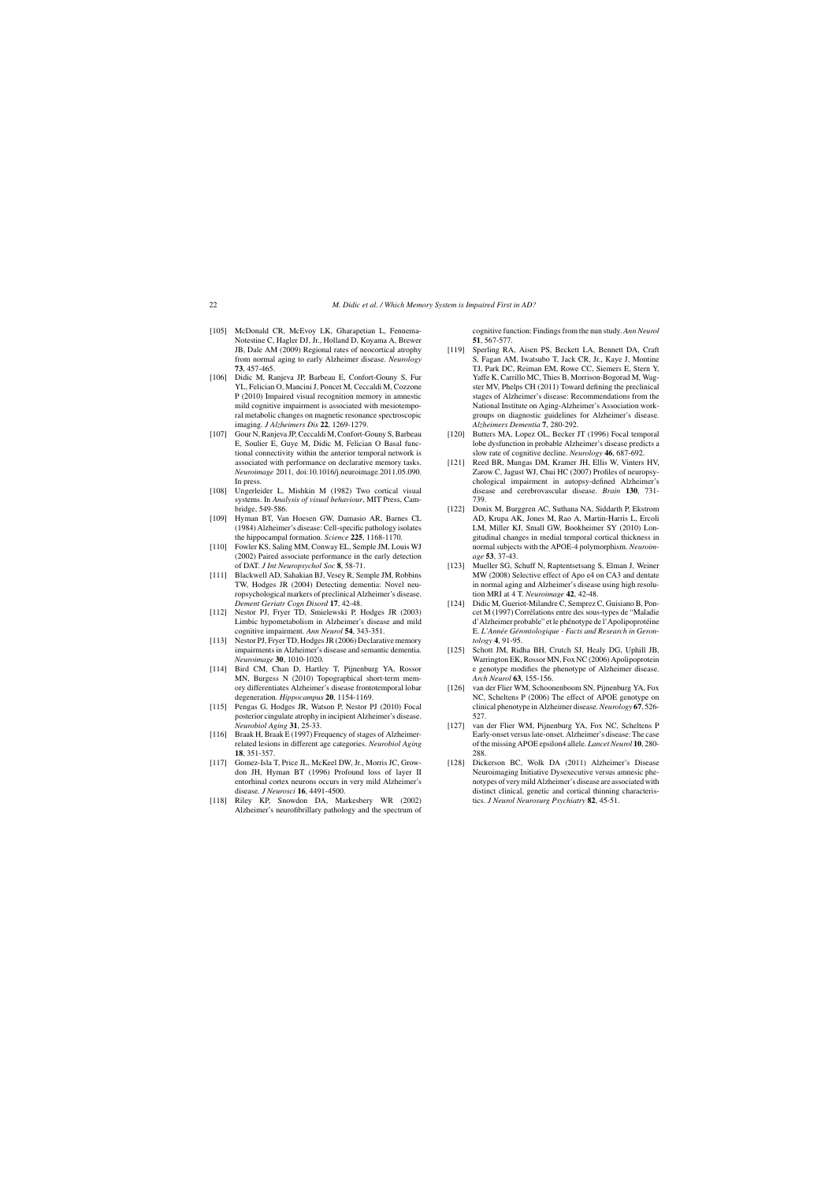[105] McDonald CR, McEvoy LK, Gharapetian L, Fennema-Notestine C, Hagler DJ, Jr., Holland D, Koyama A, Brewer JB, Dale AM (2009) Regional rates of neocortical atrophy from normal aging to early Alzheimer disease. *Neurology* **73**, 457-465.

[106] Didic M, Ranjeva JP, Barbeau E, Confort-Gouny S, Fur YL, Felician O, Mancini J, Poncet M, Ceccaldi M, Cozzone P (2010) Impaired visual recognition memory in amnestic mild cognitive impairment is associated with mesiotemporal metabolic changes on magnetic resonance spectroscopic imaging. *J Alzheimers Dis* **22**, 1269-1279.

[107] Gour N, Ranjeva JP, Ceccaldi M, Confort-Gouny S, Barbeau E, Soulier E, Guye M, Didic M, Felician O Basal functional connectivity within the anterior temporal network is associated with performance on declarative memory tasks. *Neuroimage* 2011, doi:10.1016/j.neuroimage.2011.05.090. In press.

[108] Ungerleider L, Mishkin M (1982) Two cortical visual systems. In *Analysis of visual behaviour*, MIT Press, Cambridge, 549-586.

[109] Hyman BT, Van Hoesen GW, Damasio AR, Barnes CL (1984) Alzheimer's disease: Cell-specific pathology isolates the hippocampal formation. *Science* **225**, 1168-1170.

[110] Fowler KS, Saling MM, Conway EL, Semple JM, Louis WJ (2002) Paired associate performance in the early detection of DAT. *J Int Neuropsychol Soc* **8**, 58-71.

[111] Blackwell AD, Sahakian BJ, Vesey R, Semple JM, Robbins TW, Hodges JR (2004) Detecting dementia: Novel neuropsychological markers of preclinical Alzheimer's disease. *Dement Geriatr Cogn Disord* **17**, 42-48.

[112] Nestor PJ, Fryer TD, Smielewski P, Hodges JR (2003) Limbic hypometabolism in Alzheimer's disease and mild cognitive impairment. *Ann Neurol* **54**, 343-351.

[113] Nestor PJ, Fryer TD, Hodges JR (2006) Declarative memory impairments in Alzheimer's disease and semantic dementia. *Neuroimage* **30**, 1010-1020.

[114] Bird CM, Chan D, Hartley T, Pijnenburg YA, Rossor MN, Burgess N (2010) Topographical short-term memory differentiates Alzheimer's disease frontotemporal lobar degeneration. *Hippocampus* **20**, 1154-1169.

[115] Pengas G, Hodges JR, Watson P, Nestor PJ (2010) Focal posterior cingulate atrophy in incipient Alzheimer's disease. *Neurobiol Aging* **31**, 25-33.

[116] Braak H, Braak E (1997) Frequency of stages of Alzheimer-related lesions in different age categories. *Neurobiol Aging* **18**, 351-357.

[117] Gomez-Isla T, Price JL, McKeel DW, Jr., Morris JC, Growdon JH, Hyman BT (1996) Profound loss of layer II entorhinal cortex neurons occurs in very mild Alzheimer's disease. *J Neurosci* **16**, 4491-4500.

[118] Riley KP, Snowdon DA, Markesbery WR (2002) Alzheimer's neurofibrillary pathology and the spectrum of cognitive function: Findings from the nun study. *Ann Neurol* **51**, 567-577.

[119] Sperling RA, Aisen PS, Beckett LA, Bennett DA, Craft S, Fagan AM, Iwatsubo T, Jack CR, Jr., Kaye J, Montine TJ, Park DC, Reiman EM, Rowe CC, Siemers E, Stern Y, Yaffe K, Carrillo MC, Thies B, Morrison-Bogorad M, Wagster MV, Phelps CH (2011) Toward defining the preclinical stages of Alzheimer's disease: Recommendations from the National Institute on Aging-Alzheimer's Association workgroups on diagnostic guidelines for Alzheimer's disease. *Alzheimers Dementia* **7**, 280-292.

[120] Butters MA, Lopez OL, Becker JT (1996) Focal temporal lobe dysfunction in probable Alzheimer's disease predicts a slow rate of cognitive decline. *Neurology* **46**, 687-692.

[121] Reed BR, Mungas DM, Kramer JH, Ellis W, Vinters HV, Zarow C, Jagust WJ, Chui HC (2007) Profiles of neuropsychological impairment in autopsy-defined Alzheimer's disease and cerebrovascular disease. *Brain* **130**, 731-739.

[122] Donix M, Burggren AC, Suthana NA, Siddarth P, Ekstrom AD, Krupa AK, Jones M, Rao A, Martin-Harris L, Ercoli LM, Miller KJ, Small GW, Bookheimer SY (2010) Longitudinal changes in medial temporal cortical thickness in normal subjects with the APOE-4 polymorphism. *Neuroimage* **53**, 37-43.

[123] Mueller SG, Schuff N, Raptentsetsang S, Elman J, Weiner MW (2008) Selective effect of Apo e4 on CA3 and dentate in normal aging and Alzheimer's disease using high resolution MRI at 4 T. *Neuroimage* **42**, 42-48.

[124] Didic M, Gueriot-Milandre C, Semprez C, Guisiano B, Poncet M (1997) Corrélations entre des sous-types de "Maladie d'Alzheimer probable" et le phénotype de l'Apolipoprotéine E. *L'Année Gérontologique - Facts and Research in Gerontology* **4**, 91-95.

[125] Schott JM, Ridha BH, Crutch SJ, Healy DG, Uphill JB, Warrington EK, Rossor MN, Fox NC (2006) Apolipoprotein e genotype modifies the phenotype of Alzheimer disease. *Arch Neurol* **63**, 155-156.

[126] van der Flier WM, Schoonenboom SN, Pijnenburg YA, Fox NC, Scheltens P (2006) The effect of APOE genotype on clinical phenotype in Alzheimer disease. *Neurology* **67**, 526-527.

[127] van der Flier WM, Pijnenburg YA, Fox NC, Scheltens P Early-onset versus late-onset. Alzheimer's disease: The case of the missing APOE epsilon4 allele. *Lancet Neurol* **10**, 280-288.

[128] Dickerson BC, Wolk DA (2011) Alzheimer's Disease Neuroimaging Initiative Dysexecutive versus amnesic phenotypes of very mild Alzheimer's disease are associated with distinct clinical, genetic and cortical thinning characteristics. *J Neurol Neurosurg Psychiatry* **82**, 45-51.